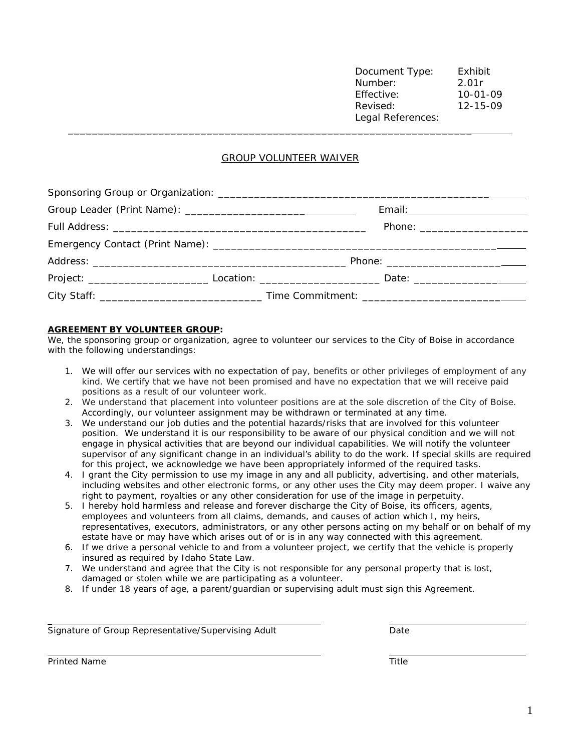Document Type: Exhibit
Number: 2.01r
Effective: 10-01-09
Revised: 12-15-09
Legal References:

---

## GROUP VOLUNTEER WAIVER

Sponsoring Group or Organization: ________________________________________________

Group Leader (Print Name): ____________________________ Email: ______________________

Full Address: ____________________________________________ Phone: __________________

Emergency Contact (Print Name): __________________________________________________

Address: ___________________________________________ Phone: _______________________

Project: ____________________ Location: ____________________ Date: ____________________

City Staff: __________________________ Time Commitment: ____________________________

**AGREEMENT BY VOLUNTEER GROUP:**

We, the sponsoring group or organization, agree to volunteer our services to the City of Boise in accordance with the following understandings:

1. We will offer our services with no expectation of pay, benefits or other privileges of employment of any kind. We certify that we have not been promised and have no expectation that we will receive paid positions as a result of our volunteer work.
2. We understand that placement into volunteer positions are at the sole discretion of the City of Boise. Accordingly, our volunteer assignment may be withdrawn or terminated at any time.
3. We understand our job duties and the potential hazards/risks that are involved for this volunteer position. We understand it is our responsibility to be aware of our physical condition and we will not engage in physical activities that are beyond our individual capabilities. We will notify the volunteer supervisor of any significant change in an individual's ability to do the work. If special skills are required for this project, we acknowledge we have been appropriately informed of the required tasks.
4. I grant the City permission to use my image in any and all publicity, advertising, and other materials, including websites and other electronic forms, or any other uses the City may deem proper. I waive any right to payment, royalties or any other consideration for use of the image in perpetuity.
5. I hereby hold harmless and release and forever discharge the City of Boise, its officers, agents, employees and volunteers from all claims, demands, and causes of action which I, my heirs, representatives, executors, administrators, or any other persons acting on my behalf or on behalf of my estate have or may have which arises out of or is in any way connected with this agreement.
6. If we drive a personal vehicle to and from a volunteer project, we certify that the vehicle is properly insured as required by Idaho State Law.
7. We understand and agree that the City is not responsible for any personal property that is lost, damaged or stolen while we are participating as a volunteer.
8. If under 18 years of age, a parent/guardian or supervising adult must sign this Agreement.

______________________________________________ ______________________

Signature of Group Representative/Supervising Adult Date

______________________________________________ ______________________

Printed Name Title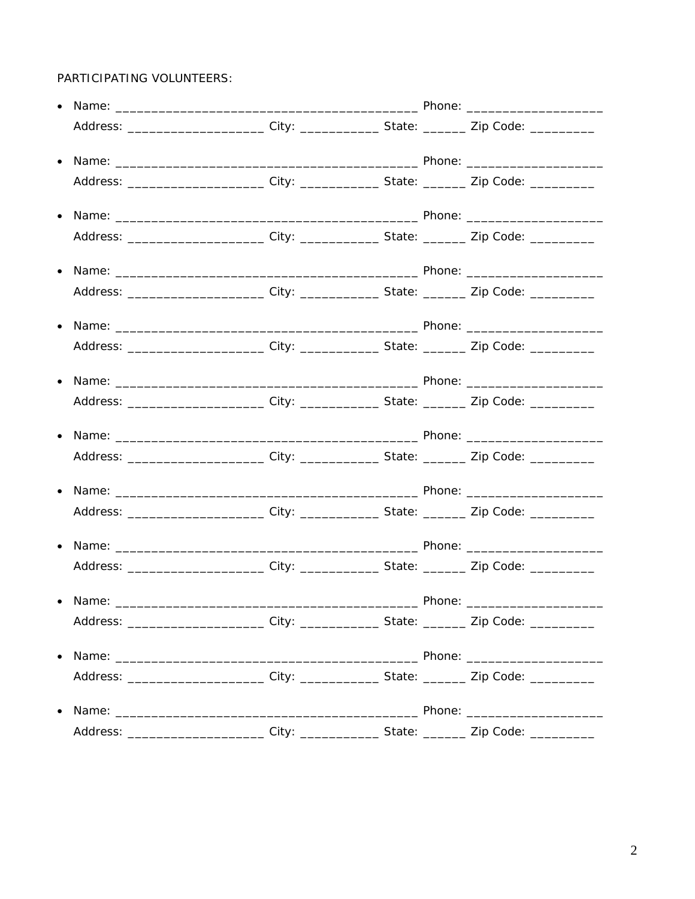PARTICIPATING VOLUNTEERS:

- Name: ___________________________________________ Phone: ___________________
  Address: ___________________ City: ___________ State: ______ Zip Code: _________
- Name: ___________________________________________ Phone: ___________________
  Address: ___________________ City: ___________ State: ______ Zip Code: _________
- Name: ___________________________________________ Phone: ___________________
  Address: ___________________ City: ___________ State: ______ Zip Code: _________
- Name: ___________________________________________ Phone: ___________________
  Address: ___________________ City: ___________ State: ______ Zip Code: _________
- Name: ___________________________________________ Phone: ___________________
  Address: ___________________ City: ___________ State: ______ Zip Code: _________
- Name: ___________________________________________ Phone: ___________________
  Address: ___________________ City: ___________ State: ______ Zip Code: _________
- Name: ___________________________________________ Phone: ___________________
  Address: ___________________ City: ___________ State: ______ Zip Code: _________
- Name: ___________________________________________ Phone: ___________________
  Address: ___________________ City: ___________ State: ______ Zip Code: _________
- Name: ___________________________________________ Phone: ___________________
  Address: ___________________ City: ___________ State: ______ Zip Code: _________
- Name: ___________________________________________ Phone: ___________________
  Address: ___________________ City: ___________ State: ______ Zip Code: _________
- Name: ___________________________________________ Phone: ___________________
  Address: ___________________ City: ___________ State: ______ Zip Code: _________
- Name: ___________________________________________ Phone: ___________________
  Address: ___________________ City: ___________ State: ______ Zip Code: _________